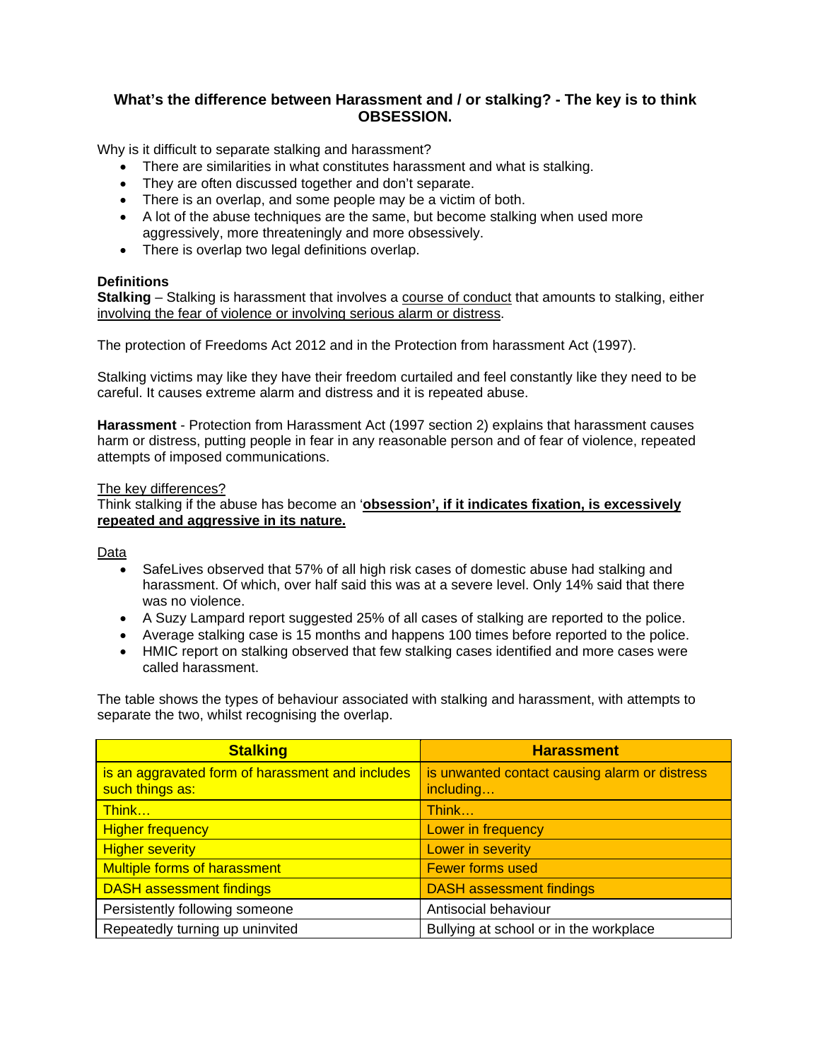# What's the difference between Harassment and / or stalking? - The key is to think OBSESSION.

Why is it difficult to separate stalking and harassment?

- There are similarities in what constitutes harassment and what is stalking.
- They are often discussed together and don't separate.
- There is an overlap, and some people may be a victim of both.
- A lot of the abuse techniques are the same, but become stalking when used more aggressively, more threateningly and more obsessively.
- There is overlap two legal definitions overlap.

**Definitions**

**Stalking** – Stalking is harassment that involves a <u>course of conduct</u> that amounts to stalking, either <u>involving the fear of violence or involving serious alarm or distress</u>.

The protection of Freedoms Act 2012 and in the Protection from harassment Act (1997).

Stalking victims may like they have their freedom curtailed and feel constantly like they need to be careful. It causes extreme alarm and distress and it is repeated abuse.

**Harassment** - Protection from Harassment Act (1997 section 2) explains that harassment causes harm or distress, putting people in fear in any reasonable person and of fear of violence, repeated attempts of imposed communications.

<u>The key differences?</u>

Think stalking if the abuse has become an '**<u>obsession', if it indicates fixation, is excessively repeated and aggressive in its nature.</u>**

<u>Data</u>

- SafeLives observed that 57% of all high risk cases of domestic abuse had stalking and harassment. Of which, over half said this was at a severe level. Only 14% said that there was no violence.
- A Suzy Lampard report suggested 25% of all cases of stalking are reported to the police.
- Average stalking case is 15 months and happens 100 times before reported to the police.
- HMIC report on stalking observed that few stalking cases identified and more cases were called harassment.

The table shows the types of behaviour associated with stalking and harassment, with attempts to separate the two, whilst recognising the overlap.

| Stalking | Harassment |
|---|---|
| is an aggravated form of harassment and includes such things as: | is unwanted contact causing alarm or distress including… |
| Think… | Think… |
| Higher frequency | Lower in frequency |
| Higher severity | Lower in severity |
| Multiple forms of harassment | Fewer forms used |
| DASH assessment findings | DASH assessment findings |
| Persistently following someone | Antisocial behaviour |
| Repeatedly turning up uninvited | Bullying at school or in the workplace |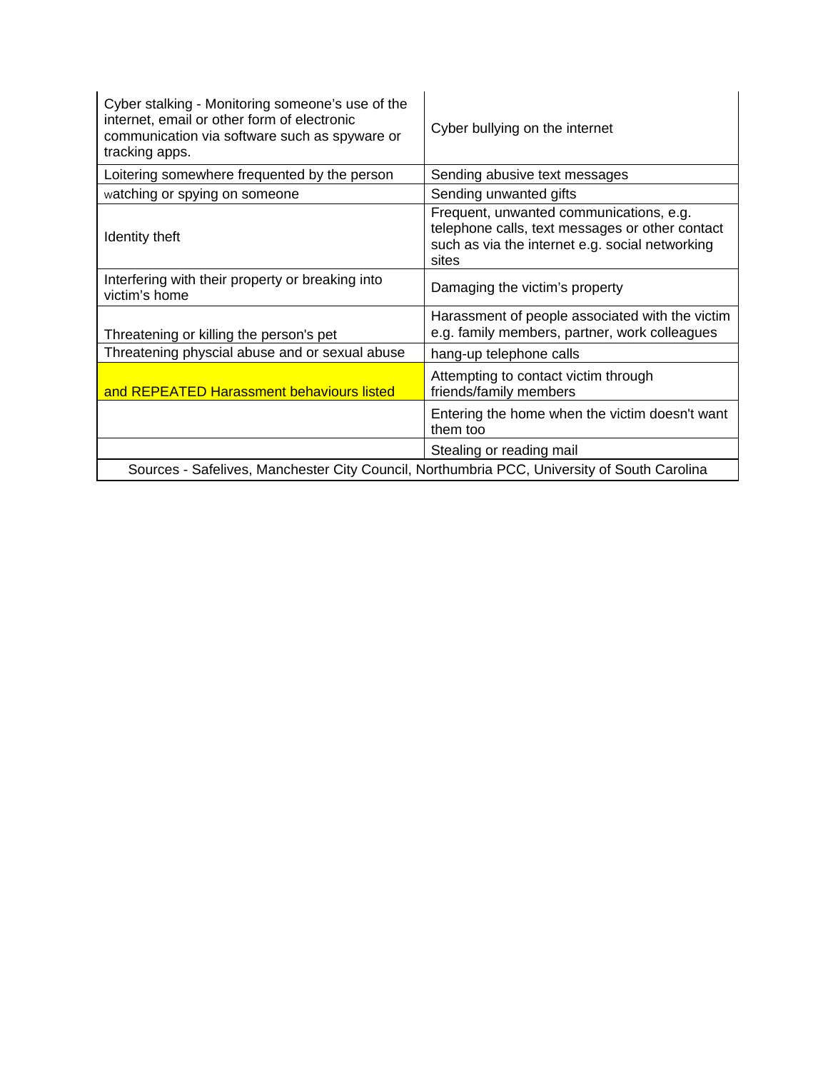| | |
|---|---|
| Cyber stalking - Monitoring someone's use of the internet, email or other form of electronic communication via software such as spyware or tracking apps. | Cyber bullying on the internet |
| Loitering somewhere frequented by the person | Sending abusive text messages |
| watching or spying on someone | Sending unwanted gifts |
| Identity theft | Frequent, unwanted communications, e.g. telephone calls, text messages or other contact such as via the internet e.g. social networking sites |
| Interfering with their property or breaking into victim's home | Damaging the victim's property |
| Threatening or killing the person's pet | Harassment of people associated with the victim e.g. family members, partner, work colleagues |
| Threatening physcial abuse and or sexual abuse | hang-up telephone calls |
| and REPEATED Harassment behaviours listed | Attempting to contact victim through friends/family members |
| | Entering the home when the victim doesn't want them too |
| | Stealing or reading mail |
| Sources - Safelives, Manchester City Council, Northumbria PCC, University of South Carolina | |